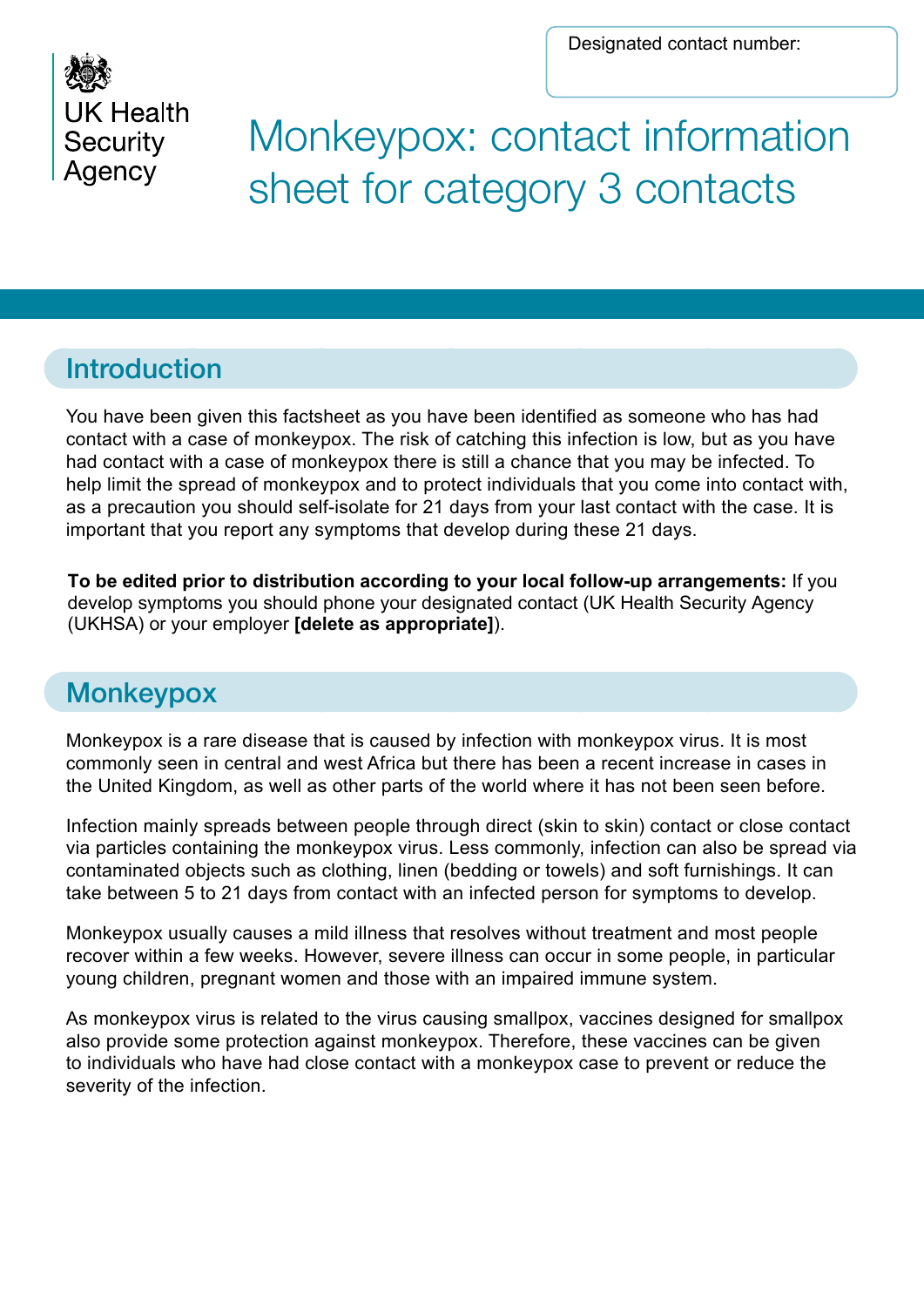Designated contact number:

UK Health Security Agency

# Monkeypox: contact information sheet for category 3 contacts

## Introduction

You have been given this factsheet as you have been identified as someone who has had contact with a case of monkeypox. The risk of catching this infection is low, but as you have had contact with a case of monkeypox there is still a chance that you may be infected. To help limit the spread of monkeypox and to protect individuals that you come into contact with, as a precaution you should self-isolate for 21 days from your last contact with the case. It is important that you report any symptoms that develop during these 21 days.

**To be edited prior to distribution according to your local follow-up arrangements:** If you develop symptoms you should phone your designated contact (UK Health Security Agency (UKHSA) or your employer **[delete as appropriate]**).

## Monkeypox

Monkeypox is a rare disease that is caused by infection with monkeypox virus. It is most commonly seen in central and west Africa but there has been a recent increase in cases in the United Kingdom, as well as other parts of the world where it has not been seen before.

Infection mainly spreads between people through direct (skin to skin) contact or close contact via particles containing the monkeypox virus. Less commonly, infection can also be spread via contaminated objects such as clothing, linen (bedding or towels) and soft furnishings. It can take between 5 to 21 days from contact with an infected person for symptoms to develop.

Monkeypox usually causes a mild illness that resolves without treatment and most people recover within a few weeks. However, severe illness can occur in some people, in particular young children, pregnant women and those with an impaired immune system.

As monkeypox virus is related to the virus causing smallpox, vaccines designed for smallpox also provide some protection against monkeypox. Therefore, these vaccines can be given to individuals who have had close contact with a monkeypox case to prevent or reduce the severity of the infection.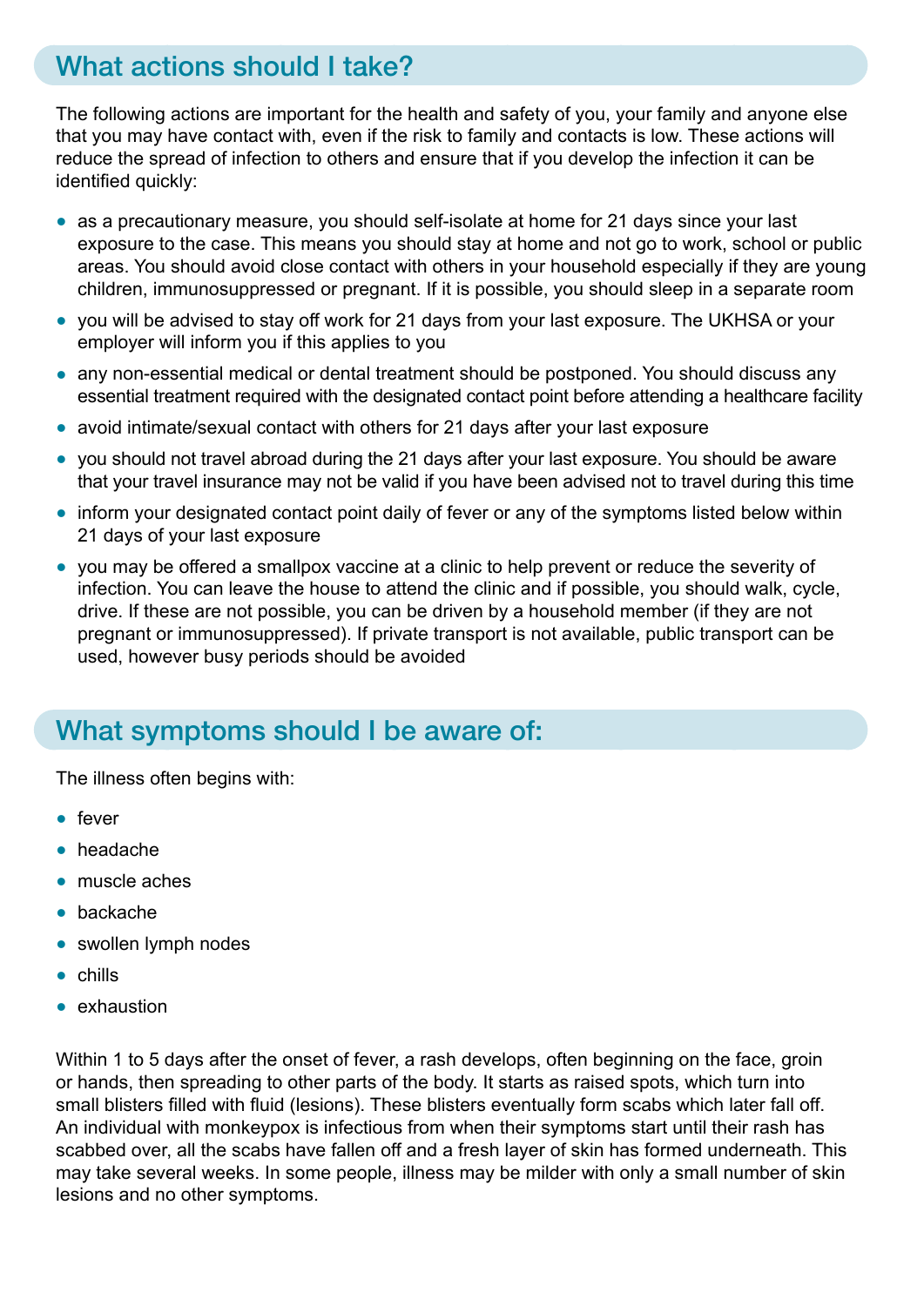## What actions should I take?

The following actions are important for the health and safety of you, your family and anyone else that you may have contact with, even if the risk to family and contacts is low. These actions will reduce the spread of infection to others and ensure that if you develop the infection it can be identified quickly:

- as a precautionary measure, you should self-isolate at home for 21 days since your last exposure to the case. This means you should stay at home and not go to work, school or public areas. You should avoid close contact with others in your household especially if they are young children, immunosuppressed or pregnant. If it is possible, you should sleep in a separate room
- you will be advised to stay off work for 21 days from your last exposure. The UKHSA or your employer will inform you if this applies to you
- any non-essential medical or dental treatment should be postponed. You should discuss any essential treatment required with the designated contact point before attending a healthcare facility
- avoid intimate/sexual contact with others for 21 days after your last exposure
- you should not travel abroad during the 21 days after your last exposure. You should be aware that your travel insurance may not be valid if you have been advised not to travel during this time
- inform your designated contact point daily of fever or any of the symptoms listed below within 21 days of your last exposure
- you may be offered a smallpox vaccine at a clinic to help prevent or reduce the severity of infection. You can leave the house to attend the clinic and if possible, you should walk, cycle, drive. If these are not possible, you can be driven by a household member (if they are not pregnant or immunosuppressed). If private transport is not available, public transport can be used, however busy periods should be avoided

## What symptoms should I be aware of:

The illness often begins with:

- fever
- headache
- muscle aches
- backache
- swollen lymph nodes
- chills
- exhaustion

Within 1 to 5 days after the onset of fever, a rash develops, often beginning on the face, groin or hands, then spreading to other parts of the body. It starts as raised spots, which turn into small blisters filled with fluid (lesions). These blisters eventually form scabs which later fall off. An individual with monkeypox is infectious from when their symptoms start until their rash has scabbed over, all the scabs have fallen off and a fresh layer of skin has formed underneath. This may take several weeks. In some people, illness may be milder with only a small number of skin lesions and no other symptoms.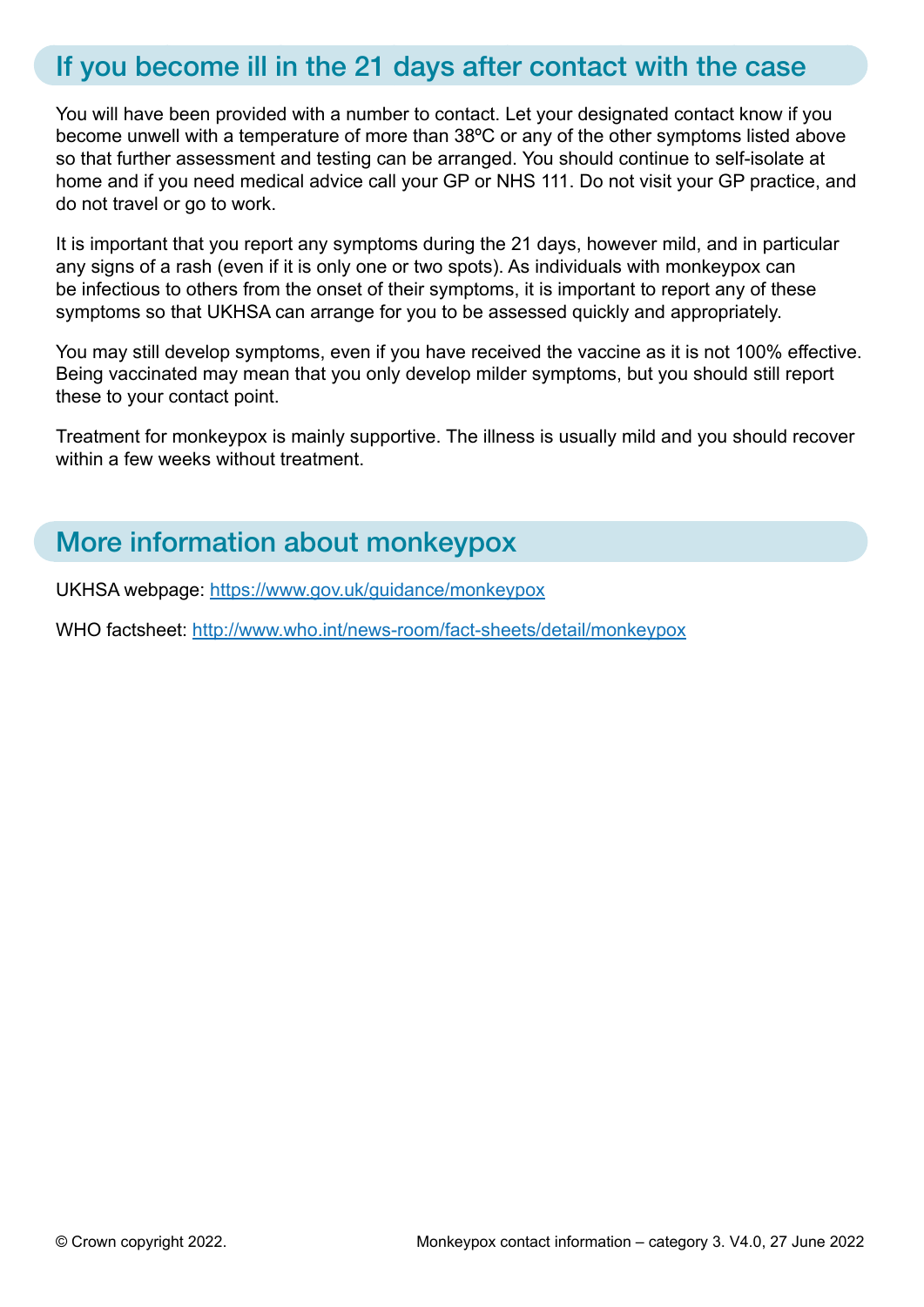## If you become ill in the 21 days after contact with the case

You will have been provided with a number to contact. Let your designated contact know if you become unwell with a temperature of more than 38ºC or any of the other symptoms listed above so that further assessment and testing can be arranged. You should continue to self-isolate at home and if you need medical advice call your GP or NHS 111. Do not visit your GP practice, and do not travel or go to work.

It is important that you report any symptoms during the 21 days, however mild, and in particular any signs of a rash (even if it is only one or two spots). As individuals with monkeypox can be infectious to others from the onset of their symptoms, it is important to report any of these symptoms so that UKHSA can arrange for you to be assessed quickly and appropriately.

You may still develop symptoms, even if you have received the vaccine as it is not 100% effective. Being vaccinated may mean that you only develop milder symptoms, but you should still report these to your contact point.

Treatment for monkeypox is mainly supportive. The illness is usually mild and you should recover within a few weeks without treatment.

## More information about monkeypox

UKHSA webpage: https://www.gov.uk/guidance/monkeypox

WHO factsheet: http://www.who.int/news-room/fact-sheets/detail/monkeypox

© Crown copyright 2022.

Monkeypox contact information – category 3. V4.0, 27 June 2022